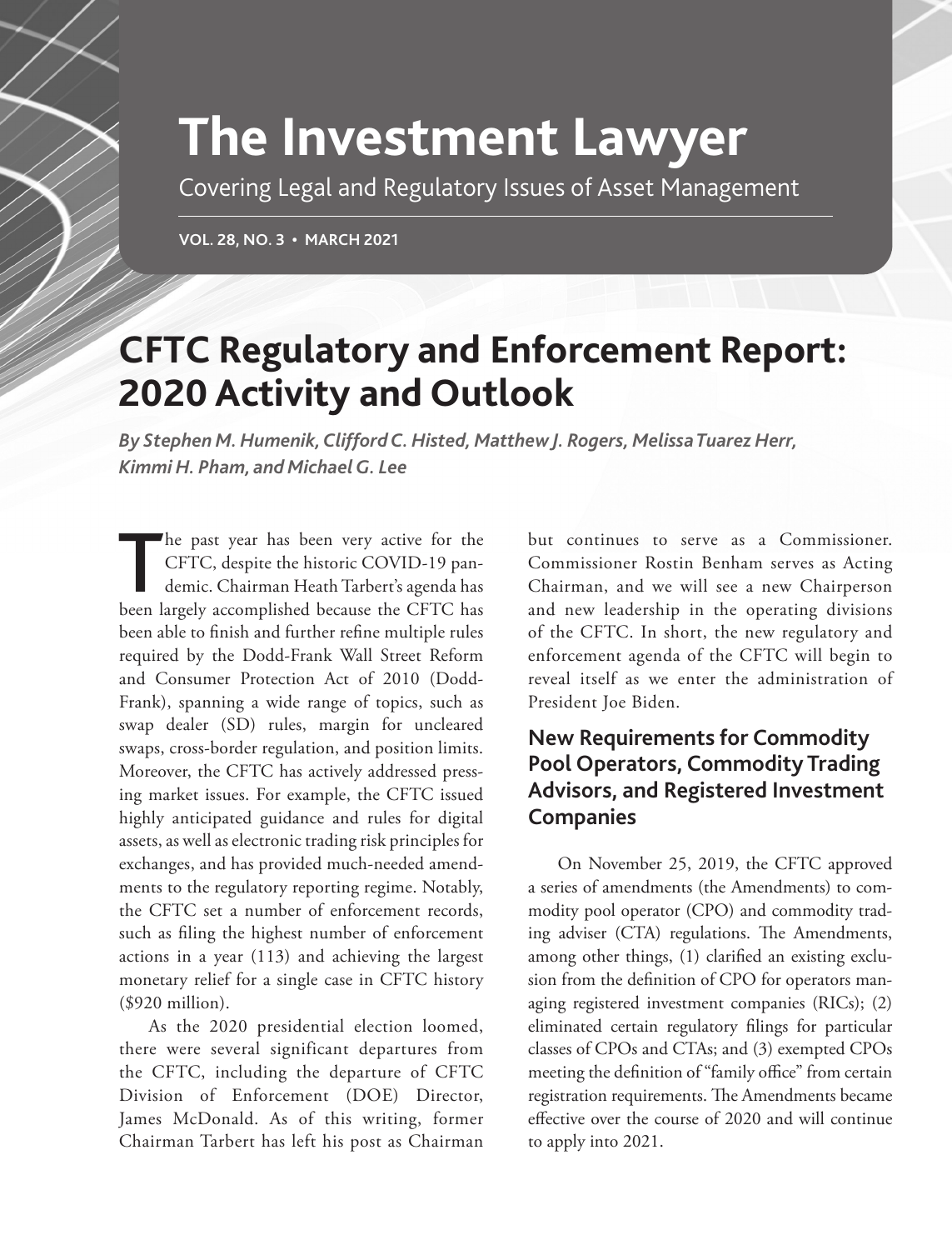# The Investment Lawyer

Covering Legal and Regulatory Issues of Asset Management

VOL. 28, NO. 3 • MARCH 2021

## CFTC Regulatory and Enforcement Report: 2020 Activity and Outlook

*By Stephen M. Humenik, Clifford C. Histed, Matthew J. Rogers, Melissa Tuarez Herr, Kimmi H. Pham, and Michael G. Lee*

The past year has been very active for the CFTC, despite the historic COVID-19 pandemic. Chairman Heath Tarbert's agenda has been largely accomplished because the CFTC has been able to finish and further refine multiple rules required by the Dodd-Frank Wall Street Reform and Consumer Protection Act of 2010 (Dodd-Frank), spanning a wide range of topics, such as swap dealer (SD) rules, margin for uncleared swaps, cross-border regulation, and position limits. Moreover, the CFTC has actively addressed pressing market issues. For example, the CFTC issued highly anticipated guidance and rules for digital assets, as well as electronic trading risk principles for exchanges, and has provided much-needed amendments to the regulatory reporting regime. Notably, the CFTC set a number of enforcement records, such as filing the highest number of enforcement actions in a year (113) and achieving the largest monetary relief for a single case in CFTC history ($920 million).

As the 2020 presidential election loomed, there were several significant departures from the CFTC, including the departure of CFTC Division of Enforcement (DOE) Director, James McDonald. As of this writing, former Chairman Tarbert has left his post as Chairman but continues to serve as a Commissioner. Commissioner Rostin Benham serves as Acting Chairman, and we will see a new Chairperson and new leadership in the operating divisions of the CFTC. In short, the new regulatory and enforcement agenda of the CFTC will begin to reveal itself as we enter the administration of President Joe Biden.

### New Requirements for Commodity Pool Operators, Commodity Trading Advisors, and Registered Investment Companies

On November 25, 2019, the CFTC approved a series of amendments (the Amendments) to commodity pool operator (CPO) and commodity trading adviser (CTA) regulations. The Amendments, among other things, (1) clarified an existing exclusion from the definition of CPO for operators managing registered investment companies (RICs); (2) eliminated certain regulatory filings for particular classes of CPOs and CTAs; and (3) exempted CPOs meeting the definition of "family office" from certain registration requirements. The Amendments became effective over the course of 2020 and will continue to apply into 2021.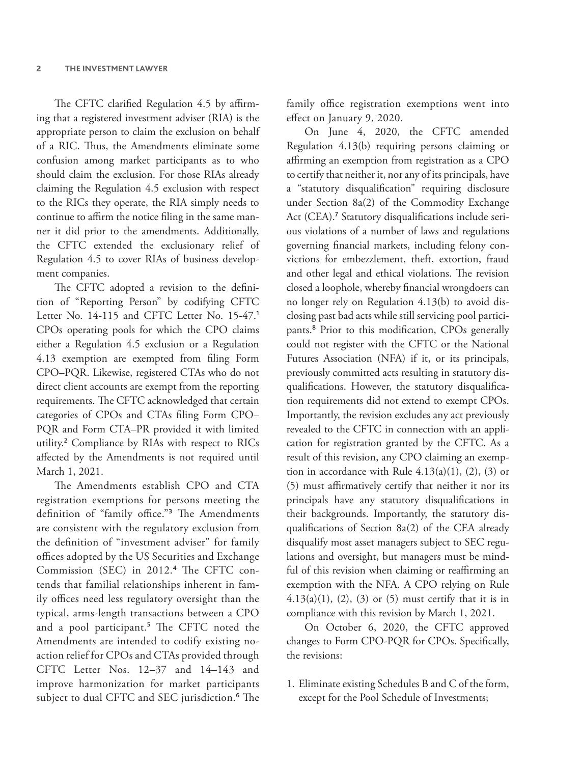The CFTC clarified Regulation 4.5 by affirming that a registered investment adviser (RIA) is the appropriate person to claim the exclusion on behalf of a RIC. Thus, the Amendments eliminate some confusion among market participants as to who should claim the exclusion. For those RIAs already claiming the Regulation 4.5 exclusion with respect to the RICs they operate, the RIA simply needs to continue to affirm the notice filing in the same manner it did prior to the amendments. Additionally, the CFTC extended the exclusionary relief of Regulation 4.5 to cover RIAs of business development companies.

The CFTC adopted a revision to the definition of "Reporting Person" by codifying CFTC Letter No. 14-115 and CFTC Letter No. 15-47.[1] CPOs operating pools for which the CPO claims either a Regulation 4.5 exclusion or a Regulation 4.13 exemption are exempted from filing Form CPO–PQR. Likewise, registered CTAs who do not direct client accounts are exempt from the reporting requirements. The CFTC acknowledged that certain categories of CPOs and CTAs filing Form CPO–PQR and Form CTA–PR provided it with limited utility.[2] Compliance by RIAs with respect to RICs affected by the Amendments is not required until March 1, 2021.

The Amendments establish CPO and CTA registration exemptions for persons meeting the definition of "family office."[3] The Amendments are consistent with the regulatory exclusion from the definition of "investment adviser" for family offices adopted by the US Securities and Exchange Commission (SEC) in 2012.[4] The CFTC contends that familial relationships inherent in family offices need less regulatory oversight than the typical, arms-length transactions between a CPO and a pool participant.[5] The CFTC noted the Amendments are intended to codify existing no-action relief for CPOs and CTAs provided through CFTC Letter Nos. 12–37 and 14–143 and improve harmonization for market participants subject to dual CFTC and SEC jurisdiction.[6] The family office registration exemptions went into effect on January 9, 2020.

On June 4, 2020, the CFTC amended Regulation 4.13(b) requiring persons claiming or affirming an exemption from registration as a CPO to certify that neither it, nor any of its principals, have a "statutory disqualification" requiring disclosure under Section 8a(2) of the Commodity Exchange Act (CEA).[7] Statutory disqualifications include serious violations of a number of laws and regulations governing financial markets, including felony convictions for embezzlement, theft, extortion, fraud and other legal and ethical violations. The revision closed a loophole, whereby financial wrongdoers can no longer rely on Regulation 4.13(b) to avoid disclosing past bad acts while still servicing pool participants.[8] Prior to this modification, CPOs generally could not register with the CFTC or the National Futures Association (NFA) if it, or its principals, previously committed acts resulting in statutory disqualifications. However, the statutory disqualification requirements did not extend to exempt CPOs. Importantly, the revision excludes any act previously revealed to the CFTC in connection with an application for registration granted by the CFTC. As a result of this revision, any CPO claiming an exemption in accordance with Rule 4.13(a)(1), (2), (3) or (5) must affirmatively certify that neither it nor its principals have any statutory disqualifications in their backgrounds. Importantly, the statutory disqualifications of Section 8a(2) of the CEA already disqualify most asset managers subject to SEC regulations and oversight, but managers must be mindful of this revision when claiming or reaffirming an exemption with the NFA. A CPO relying on Rule 4.13(a)(1), (2), (3) or (5) must certify that it is in compliance with this revision by March 1, 2021.

On October 6, 2020, the CFTC approved changes to Form CPO-PQR for CPOs. Specifically, the revisions:

1. Eliminate existing Schedules B and C of the form, except for the Pool Schedule of Investments;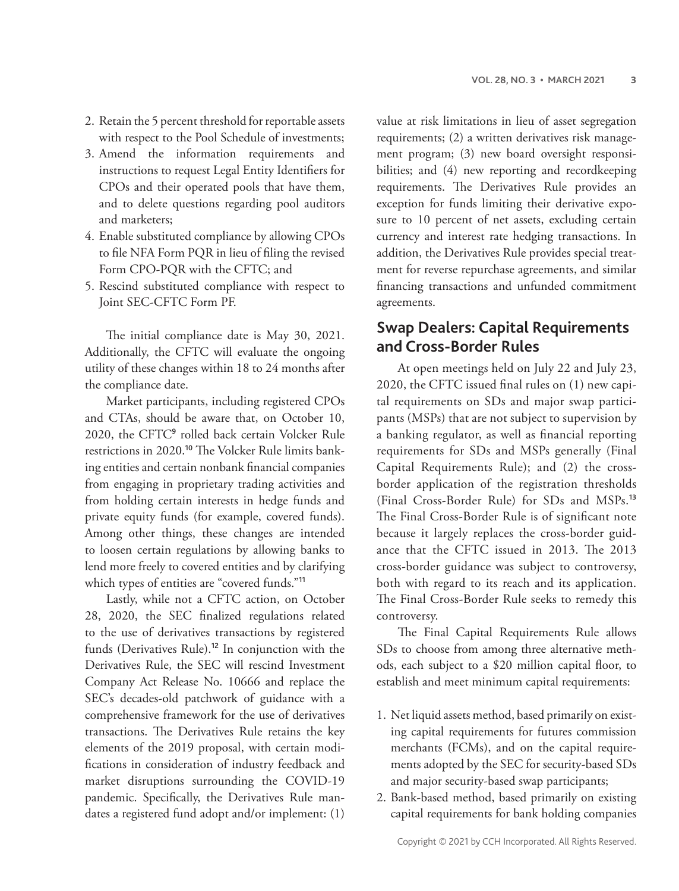2. Retain the 5 percent threshold for reportable assets with respect to the Pool Schedule of investments;
3. Amend the information requirements and instructions to request Legal Entity Identifiers for CPOs and their operated pools that have them, and to delete questions regarding pool auditors and marketers;
4. Enable substituted compliance by allowing CPOs to file NFA Form PQR in lieu of filing the revised Form CPO-PQR with the CFTC; and
5. Rescind substituted compliance with respect to Joint SEC-CFTC Form PF.

The initial compliance date is May 30, 2021. Additionally, the CFTC will evaluate the ongoing utility of these changes within 18 to 24 months after the compliance date.

Market participants, including registered CPOs and CTAs, should be aware that, on October 10, 2020, the CFTC[9] rolled back certain Volcker Rule restrictions in 2020.[10] The Volcker Rule limits banking entities and certain nonbank financial companies from engaging in proprietary trading activities and from holding certain interests in hedge funds and private equity funds (for example, covered funds). Among other things, these changes are intended to loosen certain regulations by allowing banks to lend more freely to covered entities and by clarifying which types of entities are "covered funds."[11]

Lastly, while not a CFTC action, on October 28, 2020, the SEC finalized regulations related to the use of derivatives transactions by registered funds (Derivatives Rule).[12] In conjunction with the Derivatives Rule, the SEC will rescind Investment Company Act Release No. 10666 and replace the SEC's decades-old patchwork of guidance with a comprehensive framework for the use of derivatives transactions. The Derivatives Rule retains the key elements of the 2019 proposal, with certain modifications in consideration of industry feedback and market disruptions surrounding the COVID-19 pandemic. Specifically, the Derivatives Rule mandates a registered fund adopt and/or implement: (1) value at risk limitations in lieu of asset segregation requirements; (2) a written derivatives risk management program; (3) new board oversight responsibilities; and (4) new reporting and recordkeeping requirements. The Derivatives Rule provides an exception for funds limiting their derivative exposure to 10 percent of net assets, excluding certain currency and interest rate hedging transactions. In addition, the Derivatives Rule provides special treatment for reverse repurchase agreements, and similar financing transactions and unfunded commitment agreements.

## Swap Dealers: Capital Requirements and Cross-Border Rules

At open meetings held on July 22 and July 23, 2020, the CFTC issued final rules on (1) new capital requirements on SDs and major swap participants (MSPs) that are not subject to supervision by a banking regulator, as well as financial reporting requirements for SDs and MSPs generally (Final Capital Requirements Rule); and (2) the cross-border application of the registration thresholds (Final Cross-Border Rule) for SDs and MSPs.[13] The Final Cross-Border Rule is of significant note because it largely replaces the cross-border guidance that the CFTC issued in 2013. The 2013 cross-border guidance was subject to controversy, both with regard to its reach and its application. The Final Cross-Border Rule seeks to remedy this controversy.

The Final Capital Requirements Rule allows SDs to choose from among three alternative methods, each subject to a $20 million capital floor, to establish and meet minimum capital requirements:

1. Net liquid assets method, based primarily on existing capital requirements for futures commission merchants (FCMs), and on the capital requirements adopted by the SEC for security-based SDs and major security-based swap participants;
2. Bank-based method, based primarily on existing capital requirements for bank holding companies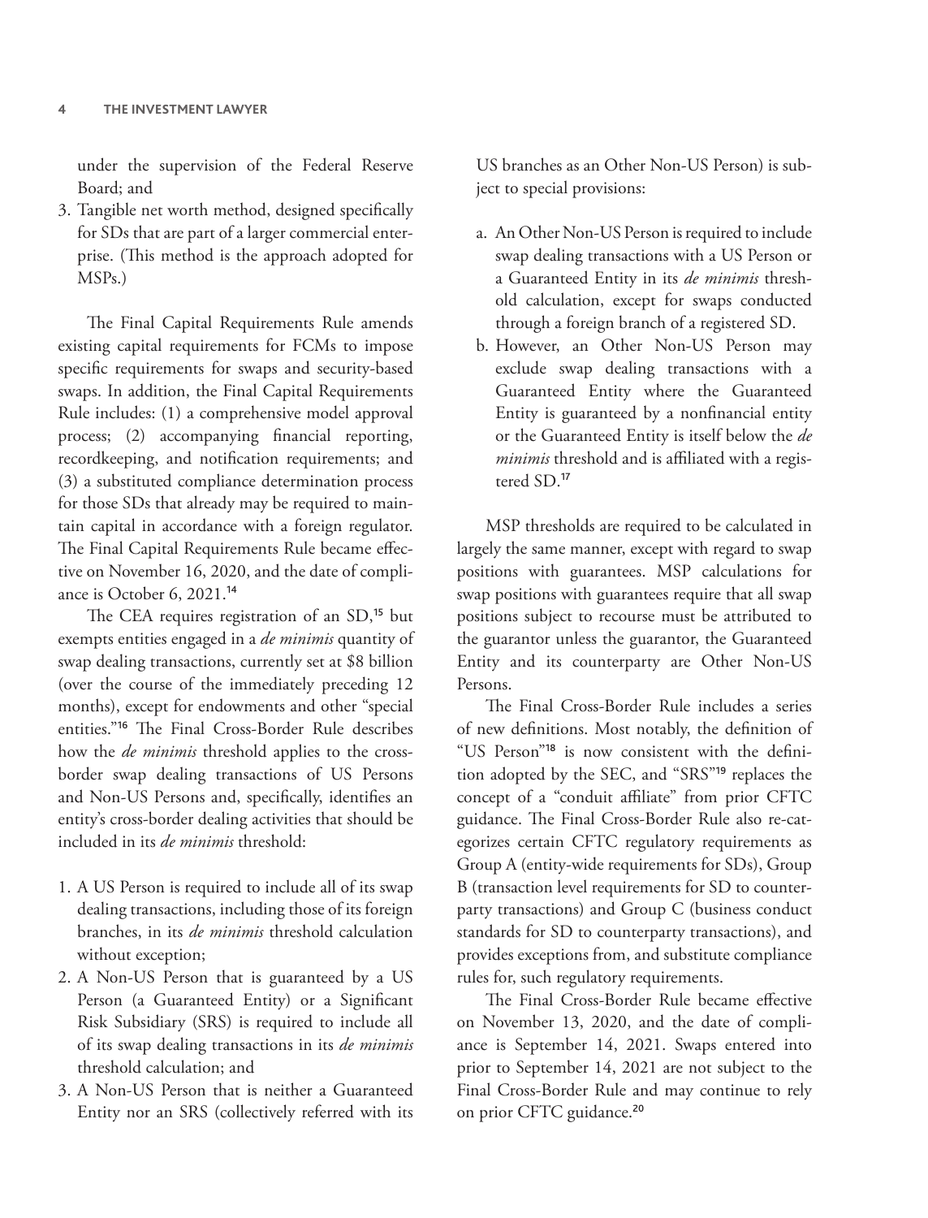under the supervision of the Federal Reserve Board; and

3. Tangible net worth method, designed specifically for SDs that are part of a larger commercial enterprise. (This method is the approach adopted for MSPs.)

The Final Capital Requirements Rule amends existing capital requirements for FCMs to impose specific requirements for swaps and security-based swaps. In addition, the Final Capital Requirements Rule includes: (1) a comprehensive model approval process; (2) accompanying financial reporting, recordkeeping, and notification requirements; and (3) a substituted compliance determination process for those SDs that already may be required to maintain capital in accordance with a foreign regulator. The Final Capital Requirements Rule became effective on November 16, 2020, and the date of compliance is October 6, 2021.[14]

The CEA requires registration of an SD,[15] but exempts entities engaged in a *de minimis* quantity of swap dealing transactions, currently set at $8 billion (over the course of the immediately preceding 12 months), except for endowments and other "special entities."[16] The Final Cross-Border Rule describes how the *de minimis* threshold applies to the cross-border swap dealing transactions of US Persons and Non-US Persons and, specifically, identifies an entity's cross-border dealing activities that should be included in its *de minimis* threshold:

1. A US Person is required to include all of its swap dealing transactions, including those of its foreign branches, in its *de minimis* threshold calculation without exception;
2. A Non-US Person that is guaranteed by a US Person (a Guaranteed Entity) or a Significant Risk Subsidiary (SRS) is required to include all of its swap dealing transactions in its *de minimis* threshold calculation; and
3. A Non-US Person that is neither a Guaranteed Entity nor an SRS (collectively referred with its US branches as an Other Non-US Person) is subject to special provisions:
   a. An Other Non-US Person is required to include swap dealing transactions with a US Person or a Guaranteed Entity in its *de minimis* threshold calculation, except for swaps conducted through a foreign branch of a registered SD.
   b. However, an Other Non-US Person may exclude swap dealing transactions with a Guaranteed Entity where the Guaranteed Entity is guaranteed by a nonfinancial entity or the Guaranteed Entity is itself below the *de minimis* threshold and is affiliated with a registered SD.[17]

MSP thresholds are required to be calculated in largely the same manner, except with regard to swap positions with guarantees. MSP calculations for swap positions with guarantees require that all swap positions subject to recourse must be attributed to the guarantor unless the guarantor, the Guaranteed Entity and its counterparty are Other Non-US Persons.

The Final Cross-Border Rule includes a series of new definitions. Most notably, the definition of "US Person"[18] is now consistent with the definition adopted by the SEC, and "SRS"[19] replaces the concept of a "conduit affiliate" from prior CFTC guidance. The Final Cross-Border Rule also re-categorizes certain CFTC regulatory requirements as Group A (entity-wide requirements for SDs), Group B (transaction level requirements for SD to counterparty transactions) and Group C (business conduct standards for SD to counterparty transactions), and provides exceptions from, and substitute compliance rules for, such regulatory requirements.

The Final Cross-Border Rule became effective on November 13, 2020, and the date of compliance is September 14, 2021. Swaps entered into prior to September 14, 2021 are not subject to the Final Cross-Border Rule and may continue to rely on prior CFTC guidance.[20]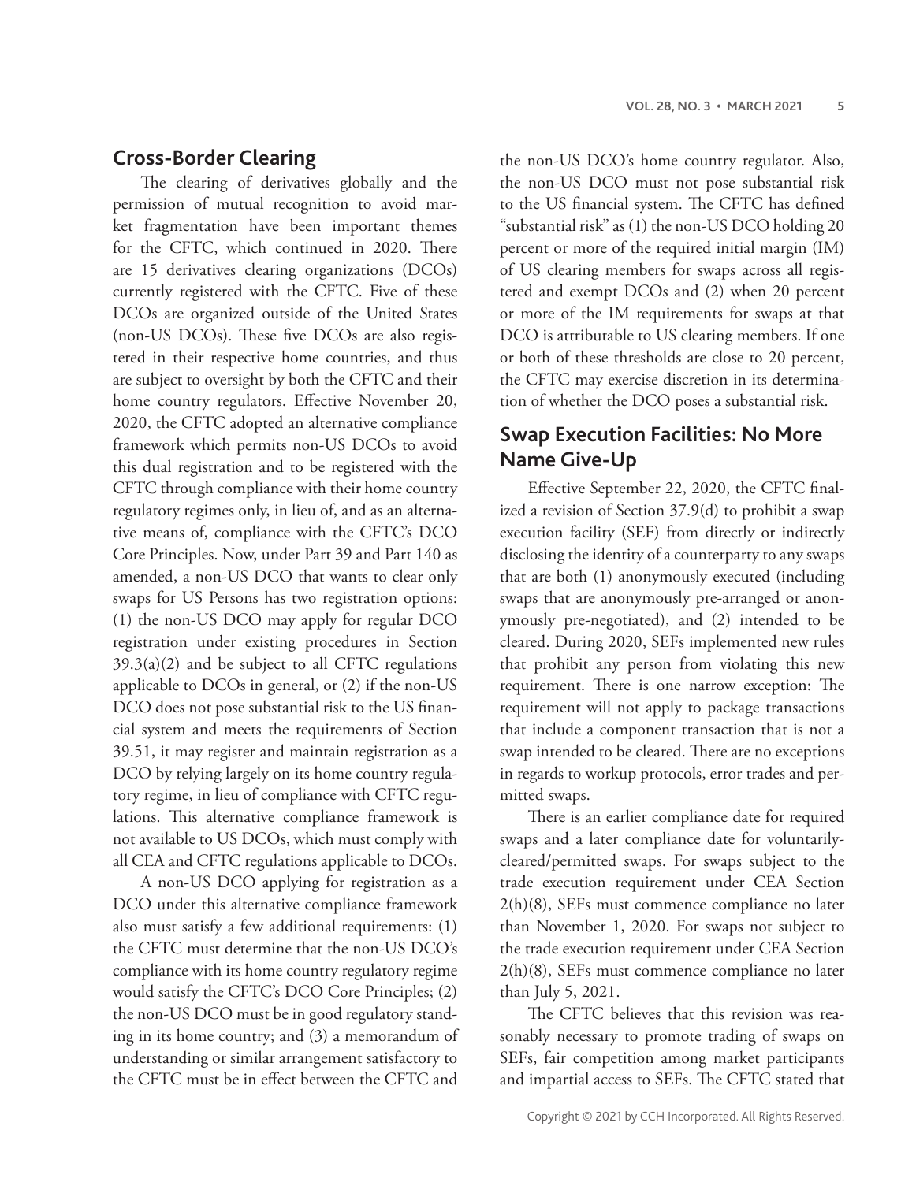## Cross-Border Clearing

The clearing of derivatives globally and the permission of mutual recognition to avoid market fragmentation have been important themes for the CFTC, which continued in 2020. There are 15 derivatives clearing organizations (DCOs) currently registered with the CFTC. Five of these DCOs are organized outside of the United States (non-US DCOs). These five DCOs are also registered in their respective home countries, and thus are subject to oversight by both the CFTC and their home country regulators. Effective November 20, 2020, the CFTC adopted an alternative compliance framework which permits non-US DCOs to avoid this dual registration and to be registered with the CFTC through compliance with their home country regulatory regimes only, in lieu of, and as an alternative means of, compliance with the CFTC's DCO Core Principles. Now, under Part 39 and Part 140 as amended, a non-US DCO that wants to clear only swaps for US Persons has two registration options: (1) the non-US DCO may apply for regular DCO registration under existing procedures in Section 39.3(a)(2) and be subject to all CFTC regulations applicable to DCOs in general, or (2) if the non-US DCO does not pose substantial risk to the US financial system and meets the requirements of Section 39.51, it may register and maintain registration as a DCO by relying largely on its home country regulatory regime, in lieu of compliance with CFTC regulations. This alternative compliance framework is not available to US DCOs, which must comply with all CEA and CFTC regulations applicable to DCOs.

A non-US DCO applying for registration as a DCO under this alternative compliance framework also must satisfy a few additional requirements: (1) the CFTC must determine that the non-US DCO's compliance with its home country regulatory regime would satisfy the CFTC's DCO Core Principles; (2) the non-US DCO must be in good regulatory standing in its home country; and (3) a memorandum of understanding or similar arrangement satisfactory to the CFTC must be in effect between the CFTC and the non-US DCO's home country regulator. Also, the non-US DCO must not pose substantial risk to the US financial system. The CFTC has defined "substantial risk" as (1) the non-US DCO holding 20 percent or more of the required initial margin (IM) of US clearing members for swaps across all registered and exempt DCOs and (2) when 20 percent or more of the IM requirements for swaps at that DCO is attributable to US clearing members. If one or both of these thresholds are close to 20 percent, the CFTC may exercise discretion in its determination of whether the DCO poses a substantial risk.

## Swap Execution Facilities: No More Name Give-Up

Effective September 22, 2020, the CFTC finalized a revision of Section 37.9(d) to prohibit a swap execution facility (SEF) from directly or indirectly disclosing the identity of a counterparty to any swaps that are both (1) anonymously executed (including swaps that are anonymously pre-arranged or anonymously pre-negotiated), and (2) intended to be cleared. During 2020, SEFs implemented new rules that prohibit any person from violating this new requirement. There is one narrow exception: The requirement will not apply to package transactions that include a component transaction that is not a swap intended to be cleared. There are no exceptions in regards to workup protocols, error trades and permitted swaps.

There is an earlier compliance date for required swaps and a later compliance date for voluntarily-cleared/permitted swaps. For swaps subject to the trade execution requirement under CEA Section 2(h)(8), SEFs must commence compliance no later than November 1, 2020. For swaps not subject to the trade execution requirement under CEA Section 2(h)(8), SEFs must commence compliance no later than July 5, 2021.

The CFTC believes that this revision was reasonably necessary to promote trading of swaps on SEFs, fair competition among market participants and impartial access to SEFs. The CFTC stated that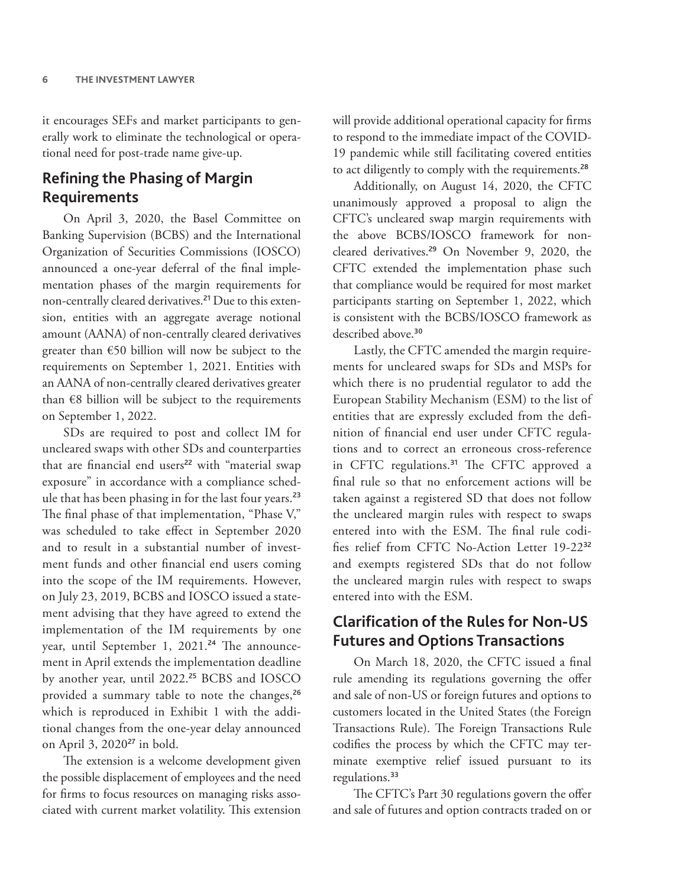it encourages SEFs and market participants to generally work to eliminate the technological or operational need for post-trade name give-up.

## Refining the Phasing of Margin Requirements

On April 3, 2020, the Basel Committee on Banking Supervision (BCBS) and the International Organization of Securities Commissions (IOSCO) announced a one-year deferral of the final implementation phases of the margin requirements for non-centrally cleared derivatives.[21] Due to this extension, entities with an aggregate average notional amount (AANA) of non-centrally cleared derivatives greater than €50 billion will now be subject to the requirements on September 1, 2021. Entities with an AANA of non-centrally cleared derivatives greater than €8 billion will be subject to the requirements on September 1, 2022.

SDs are required to post and collect IM for uncleared swaps with other SDs and counterparties that are financial end users[22] with "material swap exposure" in accordance with a compliance schedule that has been phasing in for the last four years.[23] The final phase of that implementation, "Phase V," was scheduled to take effect in September 2020 and to result in a substantial number of investment funds and other financial end users coming into the scope of the IM requirements. However, on July 23, 2019, BCBS and IOSCO issued a statement advising that they have agreed to extend the implementation of the IM requirements by one year, until September 1, 2021.[24] The announcement in April extends the implementation deadline by another year, until 2022.[25] BCBS and IOSCO provided a summary table to note the changes,[26] which is reproduced in Exhibit 1 with the additional changes from the one-year delay announced on April 3, 2020[27] in bold.

The extension is a welcome development given the possible displacement of employees and the need for firms to focus resources on managing risks associated with current market volatility. This extension will provide additional operational capacity for firms to respond to the immediate impact of the COVID-19 pandemic while still facilitating covered entities to act diligently to comply with the requirements.[28]

Additionally, on August 14, 2020, the CFTC unanimously approved a proposal to align the CFTC's uncleared swap margin requirements with the above BCBS/IOSCO framework for non-cleared derivatives.[29] On November 9, 2020, the CFTC extended the implementation phase such that compliance would be required for most market participants starting on September 1, 2022, which is consistent with the BCBS/IOSCO framework as described above.[30]

Lastly, the CFTC amended the margin requirements for uncleared swaps for SDs and MSPs for which there is no prudential regulator to add the European Stability Mechanism (ESM) to the list of entities that are expressly excluded from the definition of financial end user under CFTC regulations and to correct an erroneous cross-reference in CFTC regulations.[31] The CFTC approved a final rule so that no enforcement actions will be taken against a registered SD that does not follow the uncleared margin rules with respect to swaps entered into with the ESM. The final rule codifies relief from CFTC No-Action Letter 19-22[32] and exempts registered SDs that do not follow the uncleared margin rules with respect to swaps entered into with the ESM.

## Clarification of the Rules for Non-US Futures and Options Transactions

On March 18, 2020, the CFTC issued a final rule amending its regulations governing the offer and sale of non-US or foreign futures and options to customers located in the United States (the Foreign Transactions Rule). The Foreign Transactions Rule codifies the process by which the CFTC may terminate exemptive relief issued pursuant to its regulations.[33]

The CFTC's Part 30 regulations govern the offer and sale of futures and option contracts traded on or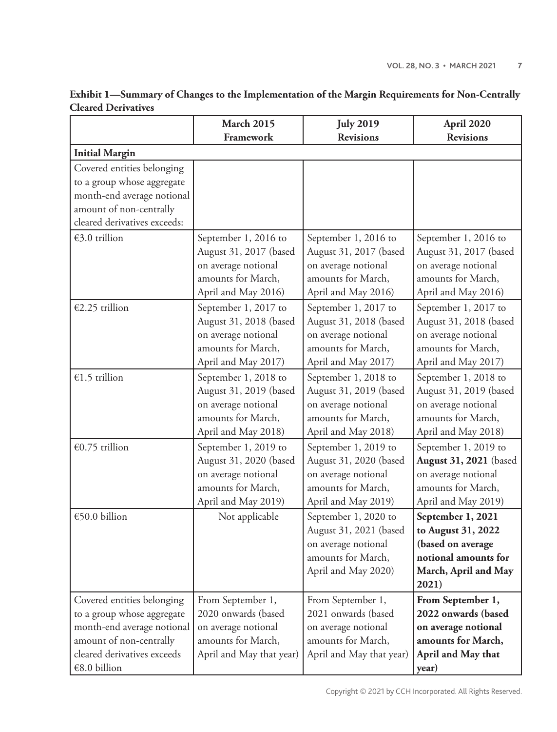**Exhibit 1—Summary of Changes to the Implementation of the Margin Requirements for Non-Centrally Cleared Derivatives**

| | **March 2015 Framework** | **July 2019 Revisions** | **April 2020 Revisions** |
|---|---|---|---|
| **Initial Margin** | | | |
| Covered entities belonging to a group whose aggregate month-end average notional amount of non-centrally cleared derivatives exceeds: | | | |
| €3.0 trillion | September 1, 2016 to August 31, 2017 (based on average notional amounts for March, April and May 2016) | September 1, 2016 to August 31, 2017 (based on average notional amounts for March, April and May 2016) | September 1, 2016 to August 31, 2017 (based on average notional amounts for March, April and May 2016) |
| €2.25 trillion | September 1, 2017 to August 31, 2018 (based on average notional amounts for March, April and May 2017) | September 1, 2017 to August 31, 2018 (based on average notional amounts for March, April and May 2017) | September 1, 2017 to August 31, 2018 (based on average notional amounts for March, April and May 2017) |
| €1.5 trillion | September 1, 2018 to August 31, 2019 (based on average notional amounts for March, April and May 2018) | September 1, 2018 to August 31, 2019 (based on average notional amounts for March, April and May 2018) | September 1, 2018 to August 31, 2019 (based on average notional amounts for March, April and May 2018) |
| €0.75 trillion | September 1, 2019 to August 31, 2020 (based on average notional amounts for March, April and May 2019) | September 1, 2019 to August 31, 2020 (based on average notional amounts for March, April and May 2019) | September 1, 2019 to **August 31, 2021** (based on average notional amounts for March, April and May 2019) |
| €50.0 billion | Not applicable | September 1, 2020 to August 31, 2021 (based on average notional amounts for March, April and May 2020) | **September 1, 2021 to August 31, 2022 (based on average notional amounts for March, April and May 2021)** |
| Covered entities belonging to a group whose aggregate month-end average notional amount of non-centrally cleared derivatives exceeds €8.0 billion | From September 1, 2020 onwards (based on average notional amounts for March, April and May that year) | From September 1, 2021 onwards (based on average notional amounts for March, April and May that year) | **From September 1, 2022 onwards (based on average notional amounts for March, April and May that year)** |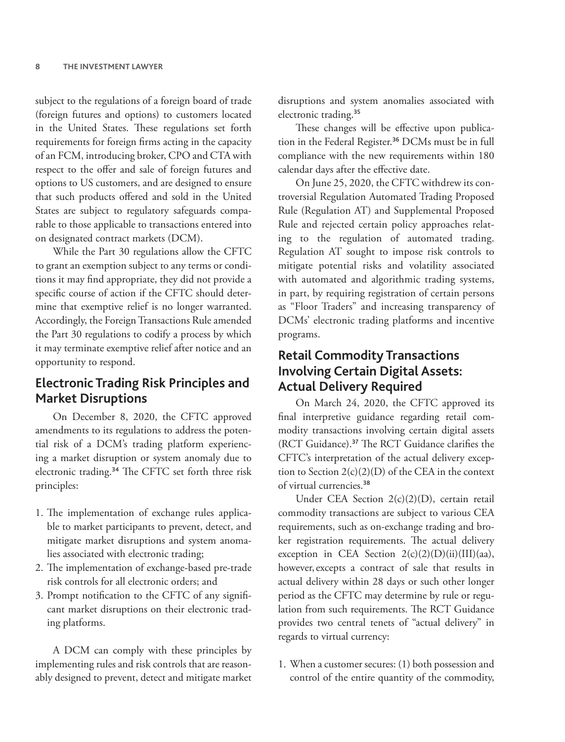subject to the regulations of a foreign board of trade (foreign futures and options) to customers located in the United States. These regulations set forth requirements for foreign firms acting in the capacity of an FCM, introducing broker, CPO and CTA with respect to the offer and sale of foreign futures and options to US customers, and are designed to ensure that such products offered and sold in the United States are subject to regulatory safeguards comparable to those applicable to transactions entered into on designated contract markets (DCM).

While the Part 30 regulations allow the CFTC to grant an exemption subject to any terms or conditions it may find appropriate, they did not provide a specific course of action if the CFTC should determine that exemptive relief is no longer warranted. Accordingly, the Foreign Transactions Rule amended the Part 30 regulations to codify a process by which it may terminate exemptive relief after notice and an opportunity to respond.

## Electronic Trading Risk Principles and Market Disruptions

On December 8, 2020, the CFTC approved amendments to its regulations to address the potential risk of a DCM's trading platform experiencing a market disruption or system anomaly due to electronic trading.[34] The CFTC set forth three risk principles:

1. The implementation of exchange rules applicable to market participants to prevent, detect, and mitigate market disruptions and system anomalies associated with electronic trading;
2. The implementation of exchange-based pre-trade risk controls for all electronic orders; and
3. Prompt notification to the CFTC of any significant market disruptions on their electronic trading platforms.

A DCM can comply with these principles by implementing rules and risk controls that are reasonably designed to prevent, detect and mitigate market disruptions and system anomalies associated with electronic trading.[35]

These changes will be effective upon publication in the Federal Register.[36] DCMs must be in full compliance with the new requirements within 180 calendar days after the effective date.

On June 25, 2020, the CFTC withdrew its controversial Regulation Automated Trading Proposed Rule (Regulation AT) and Supplemental Proposed Rule and rejected certain policy approaches relating to the regulation of automated trading. Regulation AT sought to impose risk controls to mitigate potential risks and volatility associated with automated and algorithmic trading systems, in part, by requiring registration of certain persons as "Floor Traders" and increasing transparency of DCMs' electronic trading platforms and incentive programs.

## Retail Commodity Transactions Involving Certain Digital Assets: Actual Delivery Required

On March 24, 2020, the CFTC approved its final interpretive guidance regarding retail commodity transactions involving certain digital assets (RCT Guidance).[37] The RCT Guidance clarifies the CFTC's interpretation of the actual delivery exception to Section 2(c)(2)(D) of the CEA in the context of virtual currencies.[38]

Under CEA Section 2(c)(2)(D), certain retail commodity transactions are subject to various CEA requirements, such as on-exchange trading and broker registration requirements. The actual delivery exception in CEA Section 2(c)(2)(D)(ii)(III)(aa), however, excepts a contract of sale that results in actual delivery within 28 days or such other longer period as the CFTC may determine by rule or regulation from such requirements. The RCT Guidance provides two central tenets of "actual delivery" in regards to virtual currency:

1. When a customer secures: (1) both possession and control of the entire quantity of the commodity,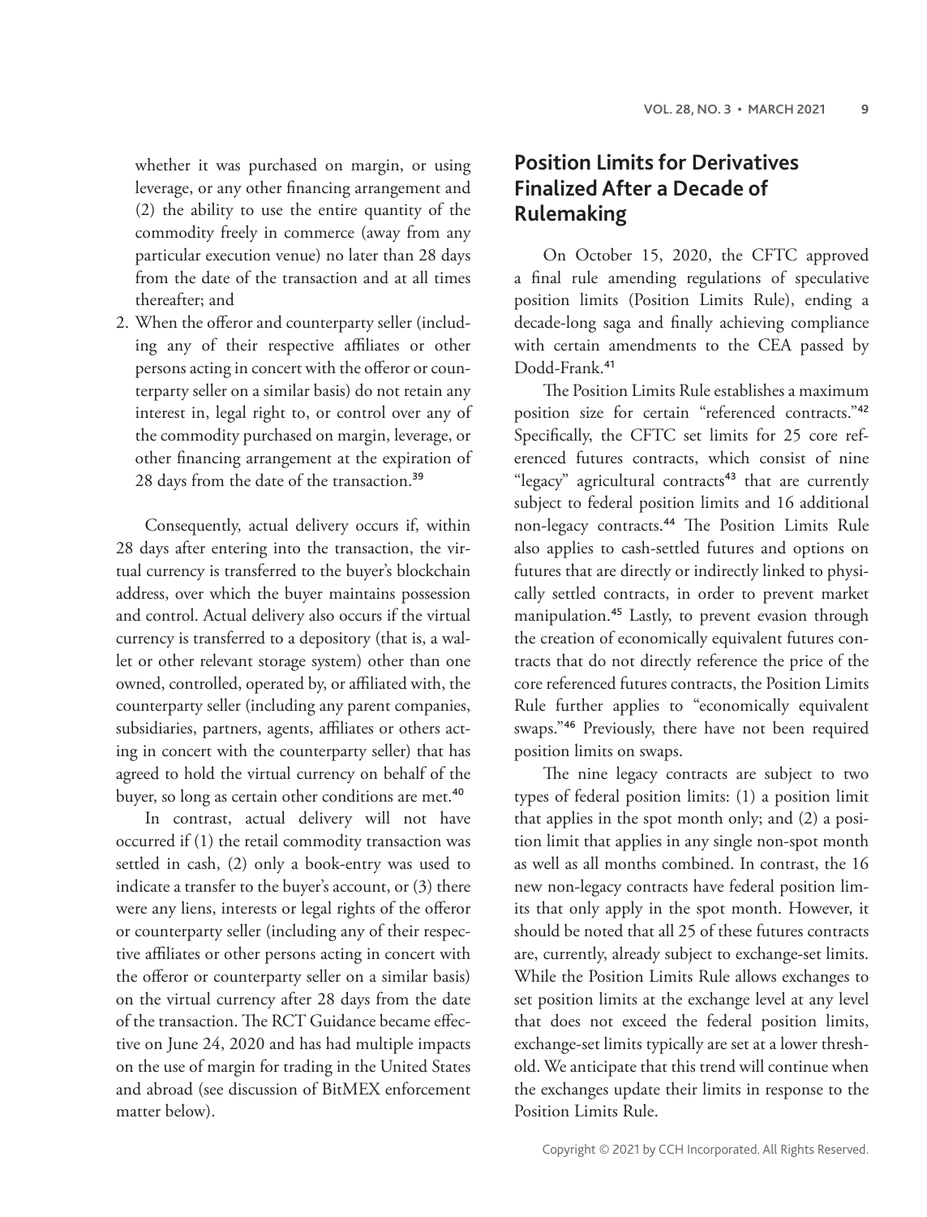whether it was purchased on margin, or using leverage, or any other financing arrangement and (2) the ability to use the entire quantity of the commodity freely in commerce (away from any particular execution venue) no later than 28 days from the date of the transaction and at all times thereafter; and

2. When the offeror and counterparty seller (including any of their respective affiliates or other persons acting in concert with the offeror or counterparty seller on a similar basis) do not retain any interest in, legal right to, or control over any of the commodity purchased on margin, leverage, or other financing arrangement at the expiration of 28 days from the date of the transaction.[39]

Consequently, actual delivery occurs if, within 28 days after entering into the transaction, the virtual currency is transferred to the buyer's blockchain address, over which the buyer maintains possession and control. Actual delivery also occurs if the virtual currency is transferred to a depository (that is, a wallet or other relevant storage system) other than one owned, controlled, operated by, or affiliated with, the counterparty seller (including any parent companies, subsidiaries, partners, agents, affiliates or others acting in concert with the counterparty seller) that has agreed to hold the virtual currency on behalf of the buyer, so long as certain other conditions are met.[40]

In contrast, actual delivery will not have occurred if (1) the retail commodity transaction was settled in cash, (2) only a book-entry was used to indicate a transfer to the buyer's account, or (3) there were any liens, interests or legal rights of the offeror or counterparty seller (including any of their respective affiliates or other persons acting in concert with the offeror or counterparty seller on a similar basis) on the virtual currency after 28 days from the date of the transaction. The RCT Guidance became effective on June 24, 2020 and has had multiple impacts on the use of margin for trading in the United States and abroad (see discussion of BitMEX enforcement matter below).

## Position Limits for Derivatives Finalized After a Decade of Rulemaking

On October 15, 2020, the CFTC approved a final rule amending regulations of speculative position limits (Position Limits Rule), ending a decade-long saga and finally achieving compliance with certain amendments to the CEA passed by Dodd-Frank.[41]

The Position Limits Rule establishes a maximum position size for certain "referenced contracts."[42] Specifically, the CFTC set limits for 25 core referenced futures contracts, which consist of nine "legacy" agricultural contracts[43] that are currently subject to federal position limits and 16 additional non-legacy contracts.[44] The Position Limits Rule also applies to cash-settled futures and options on futures that are directly or indirectly linked to physically settled contracts, in order to prevent market manipulation.[45] Lastly, to prevent evasion through the creation of economically equivalent futures contracts that do not directly reference the price of the core referenced futures contracts, the Position Limits Rule further applies to "economically equivalent swaps."[46] Previously, there have not been required position limits on swaps.

The nine legacy contracts are subject to two types of federal position limits: (1) a position limit that applies in the spot month only; and (2) a position limit that applies in any single non-spot month as well as all months combined. In contrast, the 16 new non-legacy contracts have federal position limits that only apply in the spot month. However, it should be noted that all 25 of these futures contracts are, currently, already subject to exchange-set limits. While the Position Limits Rule allows exchanges to set position limits at the exchange level at any level that does not exceed the federal position limits, exchange-set limits typically are set at a lower threshold. We anticipate that this trend will continue when the exchanges update their limits in response to the Position Limits Rule.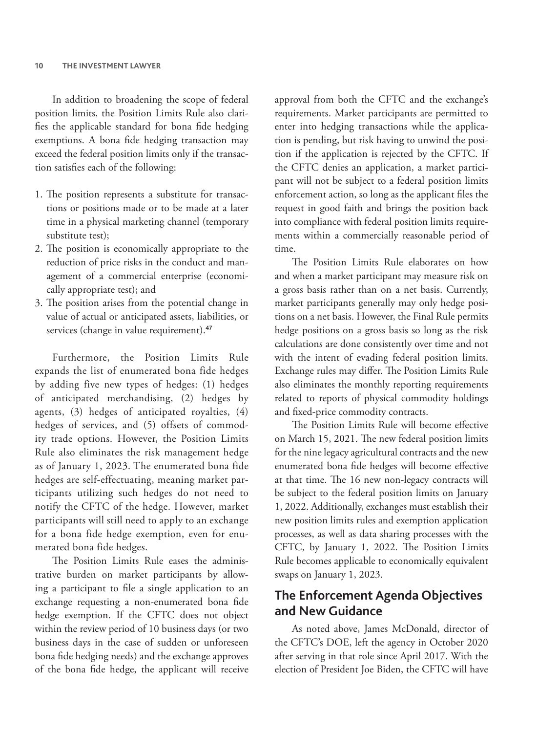In addition to broadening the scope of federal position limits, the Position Limits Rule also clarifies the applicable standard for bona fide hedging exemptions. A bona fide hedging transaction may exceed the federal position limits only if the transaction satisfies each of the following:

1. The position represents a substitute for transactions or positions made or to be made at a later time in a physical marketing channel (temporary substitute test);
2. The position is economically appropriate to the reduction of price risks in the conduct and management of a commercial enterprise (economically appropriate test); and
3. The position arises from the potential change in value of actual or anticipated assets, liabilities, or services (change in value requirement).[47]

Furthermore, the Position Limits Rule expands the list of enumerated bona fide hedges by adding five new types of hedges: (1) hedges of anticipated merchandising, (2) hedges by agents, (3) hedges of anticipated royalties, (4) hedges of services, and (5) offsets of commodity trade options. However, the Position Limits Rule also eliminates the risk management hedge as of January 1, 2023. The enumerated bona fide hedges are self-effectuating, meaning market participants utilizing such hedges do not need to notify the CFTC of the hedge. However, market participants will still need to apply to an exchange for a bona fide hedge exemption, even for enumerated bona fide hedges.

The Position Limits Rule eases the administrative burden on market participants by allowing a participant to file a single application to an exchange requesting a non-enumerated bona fide hedge exemption. If the CFTC does not object within the review period of 10 business days (or two business days in the case of sudden or unforeseen bona fide hedging needs) and the exchange approves of the bona fide hedge, the applicant will receive approval from both the CFTC and the exchange's requirements. Market participants are permitted to enter into hedging transactions while the application is pending, but risk having to unwind the position if the application is rejected by the CFTC. If the CFTC denies an application, a market participant will not be subject to a federal position limits enforcement action, so long as the applicant files the request in good faith and brings the position back into compliance with federal position limits requirements within a commercially reasonable period of time.

The Position Limits Rule elaborates on how and when a market participant may measure risk on a gross basis rather than on a net basis. Currently, market participants generally may only hedge positions on a net basis. However, the Final Rule permits hedge positions on a gross basis so long as the risk calculations are done consistently over time and not with the intent of evading federal position limits. Exchange rules may differ. The Position Limits Rule also eliminates the monthly reporting requirements related to reports of physical commodity holdings and fixed-price commodity contracts.

The Position Limits Rule will become effective on March 15, 2021. The new federal position limits for the nine legacy agricultural contracts and the new enumerated bona fide hedges will become effective at that time. The 16 new non-legacy contracts will be subject to the federal position limits on January 1, 2022. Additionally, exchanges must establish their new position limits rules and exemption application processes, as well as data sharing processes with the CFTC, by January 1, 2022. The Position Limits Rule becomes applicable to economically equivalent swaps on January 1, 2023.

## The Enforcement Agenda Objectives and New Guidance

As noted above, James McDonald, director of the CFTC's DOE, left the agency in October 2020 after serving in that role since April 2017. With the election of President Joe Biden, the CFTC will have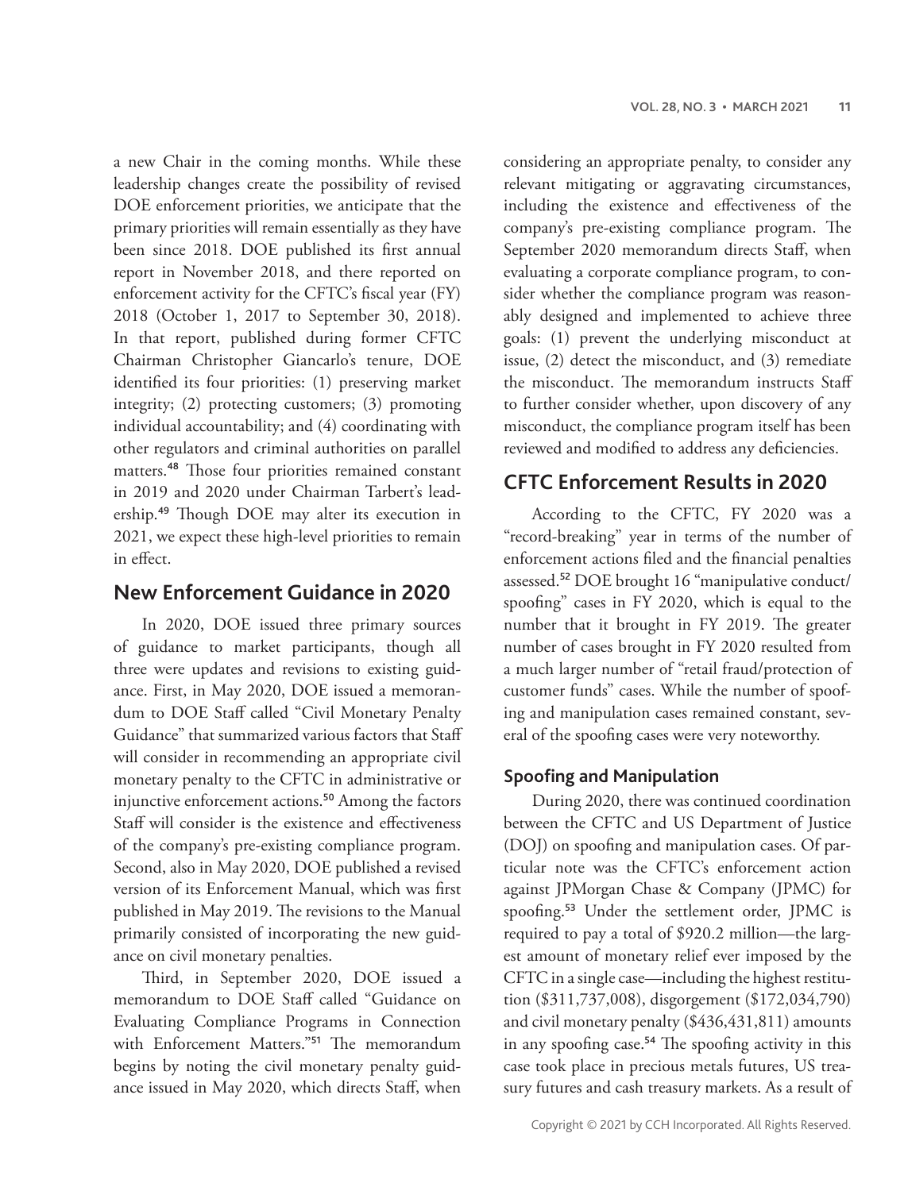a new Chair in the coming months. While these leadership changes create the possibility of revised DOE enforcement priorities, we anticipate that the primary priorities will remain essentially as they have been since 2018. DOE published its first annual report in November 2018, and there reported on enforcement activity for the CFTC's fiscal year (FY) 2018 (October 1, 2017 to September 30, 2018). In that report, published during former CFTC Chairman Christopher Giancarlo's tenure, DOE identified its four priorities: (1) preserving market integrity; (2) protecting customers; (3) promoting individual accountability; and (4) coordinating with other regulators and criminal authorities on parallel matters.[48] Those four priorities remained constant in 2019 and 2020 under Chairman Tarbert's leadership.[49] Though DOE may alter its execution in 2021, we expect these high-level priorities to remain in effect.

## New Enforcement Guidance in 2020

In 2020, DOE issued three primary sources of guidance to market participants, though all three were updates and revisions to existing guidance. First, in May 2020, DOE issued a memorandum to DOE Staff called "Civil Monetary Penalty Guidance" that summarized various factors that Staff will consider in recommending an appropriate civil monetary penalty to the CFTC in administrative or injunctive enforcement actions.[50] Among the factors Staff will consider is the existence and effectiveness of the company's pre-existing compliance program. Second, also in May 2020, DOE published a revised version of its Enforcement Manual, which was first published in May 2019. The revisions to the Manual primarily consisted of incorporating the new guidance on civil monetary penalties.

Third, in September 2020, DOE issued a memorandum to DOE Staff called "Guidance on Evaluating Compliance Programs in Connection with Enforcement Matters."[51] The memorandum begins by noting the civil monetary penalty guidance issued in May 2020, which directs Staff, when considering an appropriate penalty, to consider any relevant mitigating or aggravating circumstances, including the existence and effectiveness of the company's pre-existing compliance program. The September 2020 memorandum directs Staff, when evaluating a corporate compliance program, to consider whether the compliance program was reasonably designed and implemented to achieve three goals: (1) prevent the underlying misconduct at issue, (2) detect the misconduct, and (3) remediate the misconduct. The memorandum instructs Staff to further consider whether, upon discovery of any misconduct, the compliance program itself has been reviewed and modified to address any deficiencies.

## CFTC Enforcement Results in 2020

According to the CFTC, FY 2020 was a "record-breaking" year in terms of the number of enforcement actions filed and the financial penalties assessed.[52] DOE brought 16 "manipulative conduct/spoofing" cases in FY 2020, which is equal to the number that it brought in FY 2019. The greater number of cases brought in FY 2020 resulted from a much larger number of "retail fraud/protection of customer funds" cases. While the number of spoofing and manipulation cases remained constant, several of the spoofing cases were very noteworthy.

### Spoofing and Manipulation

During 2020, there was continued coordination between the CFTC and US Department of Justice (DOJ) on spoofing and manipulation cases. Of particular note was the CFTC's enforcement action against JPMorgan Chase & Company (JPMC) for spoofing.[53] Under the settlement order, JPMC is required to pay a total of $920.2 million—the largest amount of monetary relief ever imposed by the CFTC in a single case—including the highest restitution ($311,737,008), disgorgement ($172,034,790) and civil monetary penalty ($436,431,811) amounts in any spoofing case.[54] The spoofing activity in this case took place in precious metals futures, US treasury futures and cash treasury markets. As a result of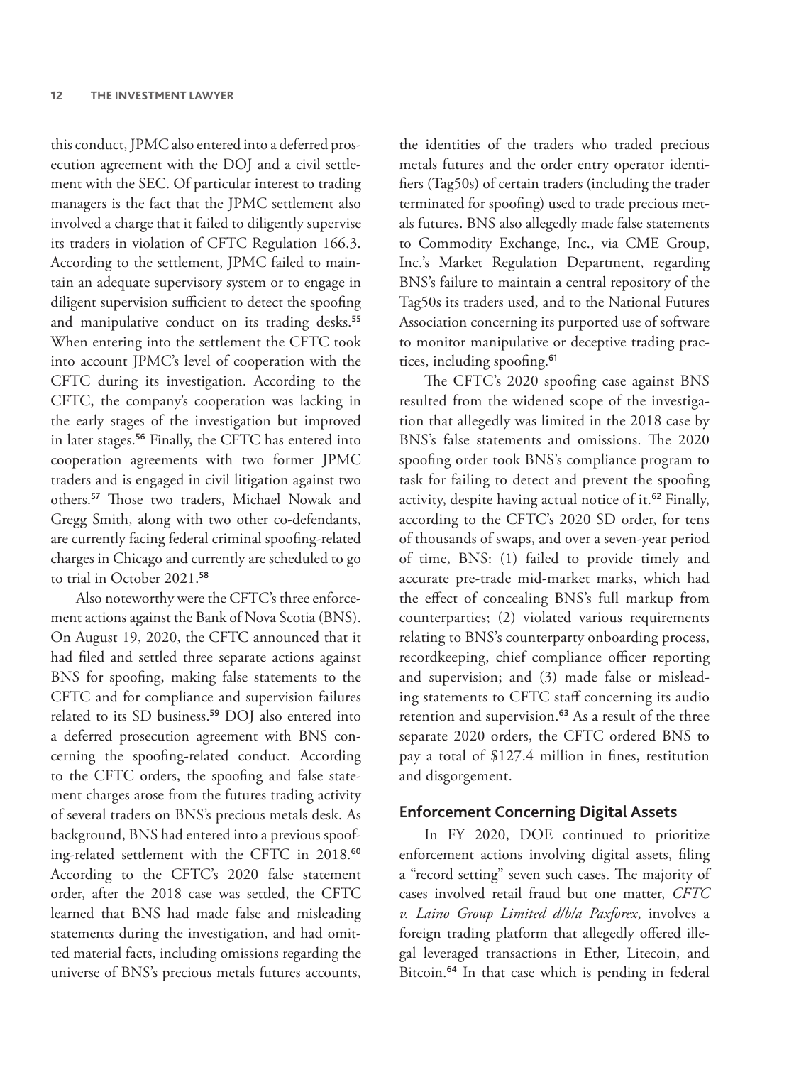this conduct, JPMC also entered into a deferred prosecution agreement with the DOJ and a civil settlement with the SEC. Of particular interest to trading managers is the fact that the JPMC settlement also involved a charge that it failed to diligently supervise its traders in violation of CFTC Regulation 166.3. According to the settlement, JPMC failed to maintain an adequate supervisory system or to engage in diligent supervision sufficient to detect the spoofing and manipulative conduct on its trading desks.[55] When entering into the settlement the CFTC took into account JPMC's level of cooperation with the CFTC during its investigation. According to the CFTC, the company's cooperation was lacking in the early stages of the investigation but improved in later stages.[56] Finally, the CFTC has entered into cooperation agreements with two former JPMC traders and is engaged in civil litigation against two others.[57] Those two traders, Michael Nowak and Gregg Smith, along with two other co-defendants, are currently facing federal criminal spoofing-related charges in Chicago and currently are scheduled to go to trial in October 2021.[58]

Also noteworthy were the CFTC's three enforcement actions against the Bank of Nova Scotia (BNS). On August 19, 2020, the CFTC announced that it had filed and settled three separate actions against BNS for spoofing, making false statements to the CFTC and for compliance and supervision failures related to its SD business.[59] DOJ also entered into a deferred prosecution agreement with BNS concerning the spoofing-related conduct. According to the CFTC orders, the spoofing and false statement charges arose from the futures trading activity of several traders on BNS's precious metals desk. As background, BNS had entered into a previous spoofing-related settlement with the CFTC in 2018.[60] According to the CFTC's 2020 false statement order, after the 2018 case was settled, the CFTC learned that BNS had made false and misleading statements during the investigation, and had omitted material facts, including omissions regarding the universe of BNS's precious metals futures accounts, the identities of the traders who traded precious metals futures and the order entry operator identifiers (Tag50s) of certain traders (including the trader terminated for spoofing) used to trade precious metals futures. BNS also allegedly made false statements to Commodity Exchange, Inc., via CME Group, Inc.'s Market Regulation Department, regarding BNS's failure to maintain a central repository of the Tag50s its traders used, and to the National Futures Association concerning its purported use of software to monitor manipulative or deceptive trading practices, including spoofing.[61]

The CFTC's 2020 spoofing case against BNS resulted from the widened scope of the investigation that allegedly was limited in the 2018 case by BNS's false statements and omissions. The 2020 spoofing order took BNS's compliance program to task for failing to detect and prevent the spoofing activity, despite having actual notice of it.[62] Finally, according to the CFTC's 2020 SD order, for tens of thousands of swaps, and over a seven-year period of time, BNS: (1) failed to provide timely and accurate pre-trade mid-market marks, which had the effect of concealing BNS's full markup from counterparties; (2) violated various requirements relating to BNS's counterparty onboarding process, recordkeeping, chief compliance officer reporting and supervision; and (3) made false or misleading statements to CFTC staff concerning its audio retention and supervision.[63] As a result of the three separate 2020 orders, the CFTC ordered BNS to pay a total of $127.4 million in fines, restitution and disgorgement.

## Enforcement Concerning Digital Assets

In FY 2020, DOE continued to prioritize enforcement actions involving digital assets, filing a "record setting" seven such cases. The majority of cases involved retail fraud but one matter, *CFTC v. Laino Group Limited d/b/a Paxforex*, involves a foreign trading platform that allegedly offered illegal leveraged transactions in Ether, Litecoin, and Bitcoin.[64] In that case which is pending in federal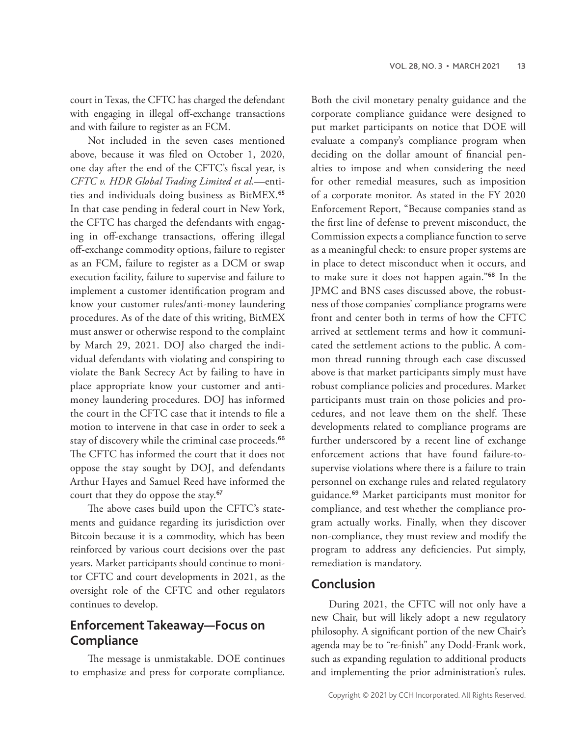court in Texas, the CFTC has charged the defendant with engaging in illegal off-exchange transactions and with failure to register as an FCM.

Not included in the seven cases mentioned above, because it was filed on October 1, 2020, one day after the end of the CFTC's fiscal year, is *CFTC v. HDR Global Trading Limited et al.*—entities and individuals doing business as BitMEX.[65] In that case pending in federal court in New York, the CFTC has charged the defendants with engaging in off-exchange transactions, offering illegal off-exchange commodity options, failure to register as an FCM, failure to register as a DCM or swap execution facility, failure to supervise and failure to implement a customer identification program and know your customer rules/anti-money laundering procedures. As of the date of this writing, BitMEX must answer or otherwise respond to the complaint by March 29, 2021. DOJ also charged the individual defendants with violating and conspiring to violate the Bank Secrecy Act by failing to have in place appropriate know your customer and anti-money laundering procedures. DOJ has informed the court in the CFTC case that it intends to file a motion to intervene in that case in order to seek a stay of discovery while the criminal case proceeds.[66] The CFTC has informed the court that it does not oppose the stay sought by DOJ, and defendants Arthur Hayes and Samuel Reed have informed the court that they do oppose the stay.[67]

The above cases build upon the CFTC's statements and guidance regarding its jurisdiction over Bitcoin because it is a commodity, which has been reinforced by various court decisions over the past years. Market participants should continue to monitor CFTC and court developments in 2021, as the oversight role of the CFTC and other regulators continues to develop.

## Enforcement Takeaway—Focus on Compliance

The message is unmistakable. DOE continues to emphasize and press for corporate compliance. Both the civil monetary penalty guidance and the corporate compliance guidance were designed to put market participants on notice that DOE will evaluate a company's compliance program when deciding on the dollar amount of financial penalties to impose and when considering the need for other remedial measures, such as imposition of a corporate monitor. As stated in the FY 2020 Enforcement Report, "Because companies stand as the first line of defense to prevent misconduct, the Commission expects a compliance function to serve as a meaningful check: to ensure proper systems are in place to detect misconduct when it occurs, and to make sure it does not happen again."[68] In the JPMC and BNS cases discussed above, the robustness of those companies' compliance programs were front and center both in terms of how the CFTC arrived at settlement terms and how it communicated the settlement actions to the public. A common thread running through each case discussed above is that market participants simply must have robust compliance policies and procedures. Market participants must train on those policies and procedures, and not leave them on the shelf. These developments related to compliance programs are further underscored by a recent line of exchange enforcement actions that have found failure-to-supervise violations where there is a failure to train personnel on exchange rules and related regulatory guidance.[69] Market participants must monitor for compliance, and test whether the compliance program actually works. Finally, when they discover non-compliance, they must review and modify the program to address any deficiencies. Put simply, remediation is mandatory.

## Conclusion

During 2021, the CFTC will not only have a new Chair, but will likely adopt a new regulatory philosophy. A significant portion of the new Chair's agenda may be to "re-finish" any Dodd-Frank work, such as expanding regulation to additional products and implementing the prior administration's rules.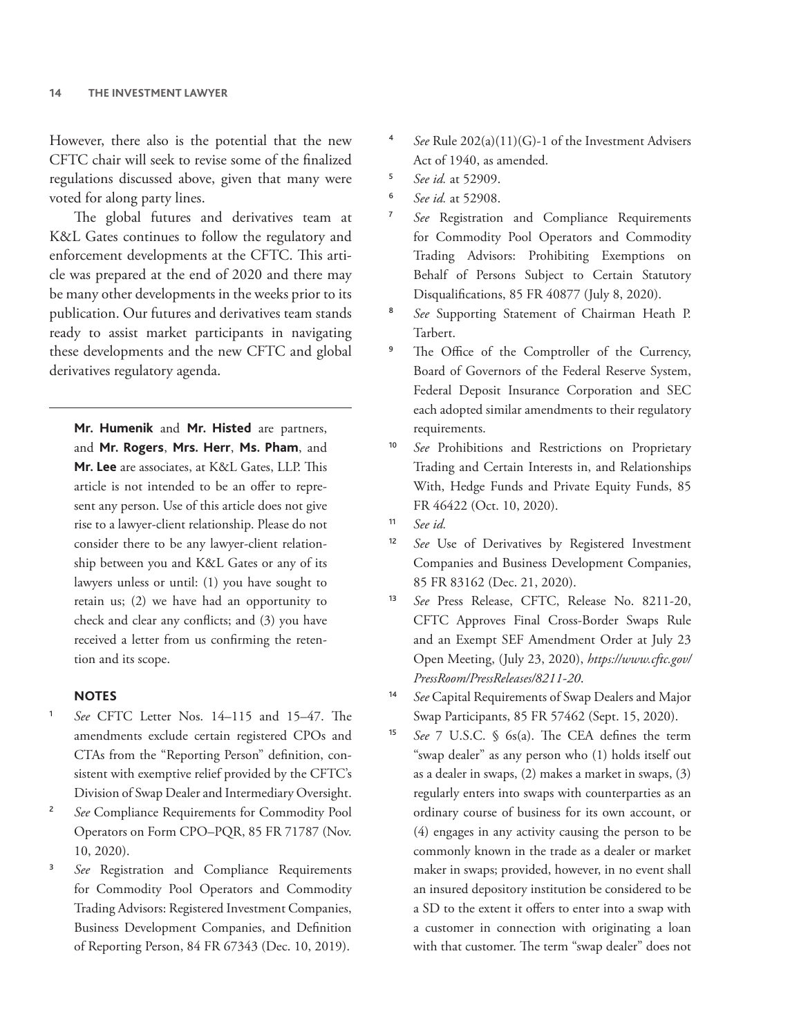However, there also is the potential that the new CFTC chair will seek to revise some of the finalized regulations discussed above, given that many were voted for along party lines.

The global futures and derivatives team at K&L Gates continues to follow the regulatory and enforcement developments at the CFTC. This article was prepared at the end of 2020 and there may be many other developments in the weeks prior to its publication. Our futures and derivatives team stands ready to assist market participants in navigating these developments and the new CFTC and global derivatives regulatory agenda.

---

**Mr. Humenik** and **Mr. Histed** are partners, and **Mr. Rogers**, **Mrs. Herr**, **Ms. Pham**, and **Mr. Lee** are associates, at K&L Gates, LLP. This article is not intended to be an offer to represent any person. Use of this article does not give rise to a lawyer-client relationship. Please do not consider there to be any lawyer-client relationship between you and K&L Gates or any of its lawyers unless or until: (1) you have sought to retain us; (2) we have had an opportunity to check and clear any conflicts; and (3) you have received a letter from us confirming the retention and its scope.

### NOTES

1. *See* CFTC Letter Nos. 14–115 and 15–47. The amendments exclude certain registered CPOs and CTAs from the "Reporting Person" definition, consistent with exemptive relief provided by the CFTC's Division of Swap Dealer and Intermediary Oversight.
2. *See* Compliance Requirements for Commodity Pool Operators on Form CPO–PQR, 85 FR 71787 (Nov. 10, 2020).
3. *See* Registration and Compliance Requirements for Commodity Pool Operators and Commodity Trading Advisors: Registered Investment Companies, Business Development Companies, and Definition of Reporting Person, 84 FR 67343 (Dec. 10, 2019).
4. *See* Rule 202(a)(11)(G)-1 of the Investment Advisers Act of 1940, as amended.
5. *See id.* at 52909.
6. *See id.* at 52908.
7. *See* Registration and Compliance Requirements for Commodity Pool Operators and Commodity Trading Advisors: Prohibiting Exemptions on Behalf of Persons Subject to Certain Statutory Disqualifications, 85 FR 40877 (July 8, 2020).
8. *See* Supporting Statement of Chairman Heath P. Tarbert.
9. The Office of the Comptroller of the Currency, Board of Governors of the Federal Reserve System, Federal Deposit Insurance Corporation and SEC each adopted similar amendments to their regulatory requirements.
10. *See* Prohibitions and Restrictions on Proprietary Trading and Certain Interests in, and Relationships With, Hedge Funds and Private Equity Funds, 85 FR 46422 (Oct. 10, 2020).
11. *See id.*
12. *See* Use of Derivatives by Registered Investment Companies and Business Development Companies, 85 FR 83162 (Dec. 21, 2020).
13. *See* Press Release, CFTC, Release No. 8211-20, CFTC Approves Final Cross-Border Swaps Rule and an Exempt SEF Amendment Order at July 23 Open Meeting, (July 23, 2020), *https://www.cftc.gov/PressRoom/PressReleases/8211-20*.
14. *See* Capital Requirements of Swap Dealers and Major Swap Participants, 85 FR 57462 (Sept. 15, 2020).
15. *See* 7 U.S.C. § 6s(a). The CEA defines the term "swap dealer" as any person who (1) holds itself out as a dealer in swaps, (2) makes a market in swaps, (3) regularly enters into swaps with counterparties as an ordinary course of business for its own account, or (4) engages in any activity causing the person to be commonly known in the trade as a dealer or market maker in swaps; provided, however, in no event shall an insured depository institution be considered to be a SD to the extent it offers to enter into a swap with a customer in connection with originating a loan with that customer. The term "swap dealer" does not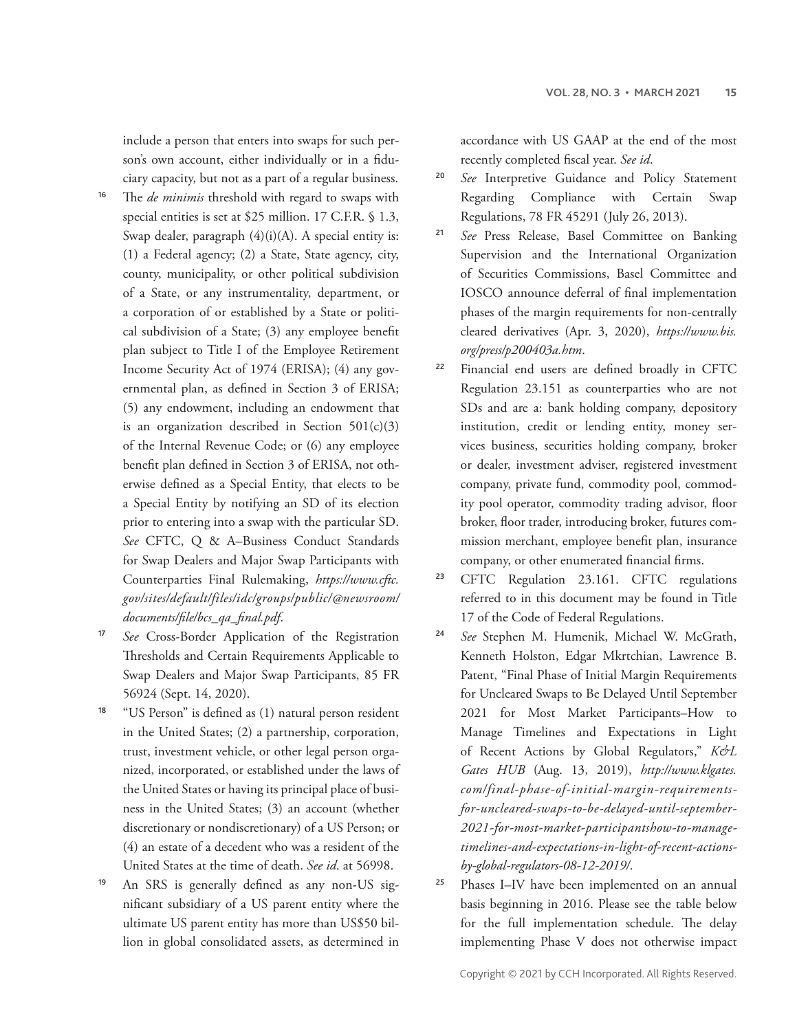include a person that enters into swaps for such person's own account, either individually or in a fiduciary capacity, but not as a part of a regular business.

16 The *de minimis* threshold with regard to swaps with special entities is set at $25 million. 17 C.F.R. § 1.3, Swap dealer, paragraph (4)(i)(A). A special entity is: (1) a Federal agency; (2) a State, State agency, city, county, municipality, or other political subdivision of a State, or any instrumentality, department, or a corporation of or established by a State or political subdivision of a State; (3) any employee benefit plan subject to Title I of the Employee Retirement Income Security Act of 1974 (ERISA); (4) any governmental plan, as defined in Section 3 of ERISA; (5) any endowment, including an endowment that is an organization described in Section 501(c)(3) of the Internal Revenue Code; or (6) any employee benefit plan defined in Section 3 of ERISA, not otherwise defined as a Special Entity, that elects to be a Special Entity by notifying an SD of its election prior to entering into a swap with the particular SD. *See* CFTC, Q & A–Business Conduct Standards for Swap Dealers and Major Swap Participants with Counterparties Final Rulemaking, *https://www.cftc.gov/sites/default/files/idc/groups/public/@newsroom/documents/file/bcs_qa_final.pdf*.

17 *See* Cross-Border Application of the Registration Thresholds and Certain Requirements Applicable to Swap Dealers and Major Swap Participants, 85 FR 56924 (Sept. 14, 2020).

18 "US Person" is defined as (1) natural person resident in the United States; (2) a partnership, corporation, trust, investment vehicle, or other legal person organized, incorporated, or established under the laws of the United States or having its principal place of business in the United States; (3) an account (whether discretionary or nondiscretionary) of a US Person; or (4) an estate of a decedent who was a resident of the United States at the time of death. *See id*. at 56998.

19 An SRS is generally defined as any non-US significant subsidiary of a US parent entity where the ultimate US parent entity has more than US$50 billion in global consolidated assets, as determined in accordance with US GAAP at the end of the most recently completed fiscal year. *See id*.

20 *See* Interpretive Guidance and Policy Statement Regarding Compliance with Certain Swap Regulations, 78 FR 45291 (July 26, 2013).

21 *See* Press Release, Basel Committee on Banking Supervision and the International Organization of Securities Commissions, Basel Committee and IOSCO announce deferral of final implementation phases of the margin requirements for non-centrally cleared derivatives (Apr. 3, 2020), *https://www.bis.org/press/p200403a.htm*.

22 Financial end users are defined broadly in CFTC Regulation 23.151 as counterparties who are not SDs and are a: bank holding company, depository institution, credit or lending entity, money services business, securities holding company, broker or dealer, investment adviser, registered investment company, private fund, commodity pool, commodity pool operator, commodity trading advisor, floor broker, floor trader, introducing broker, futures commission merchant, employee benefit plan, insurance company, or other enumerated financial firms.

23 CFTC Regulation 23.161. CFTC regulations referred to in this document may be found in Title 17 of the Code of Federal Regulations.

24 *See* Stephen M. Humenik, Michael W. McGrath, Kenneth Holston, Edgar Mkrtchian, Lawrence B. Patent, "Final Phase of Initial Margin Requirements for Uncleared Swaps to Be Delayed Until September 2021 for Most Market Participants–How to Manage Timelines and Expectations in Light of Recent Actions by Global Regulators," *K&L Gates HUB* (Aug. 13, 2019), *http://www.klgates.com/final-phase-of-initial-margin-requirements-for-uncleared-swaps-to-be-delayed-until-september-2021-for-most-market-participantshow-to-manage-timelines-and-expectations-in-light-of-recent-actions-by-global-regulators-08-12-2019/*.

25 Phases I–IV have been implemented on an annual basis beginning in 2016. Please see the table below for the full implementation schedule. The delay implementing Phase V does not otherwise impact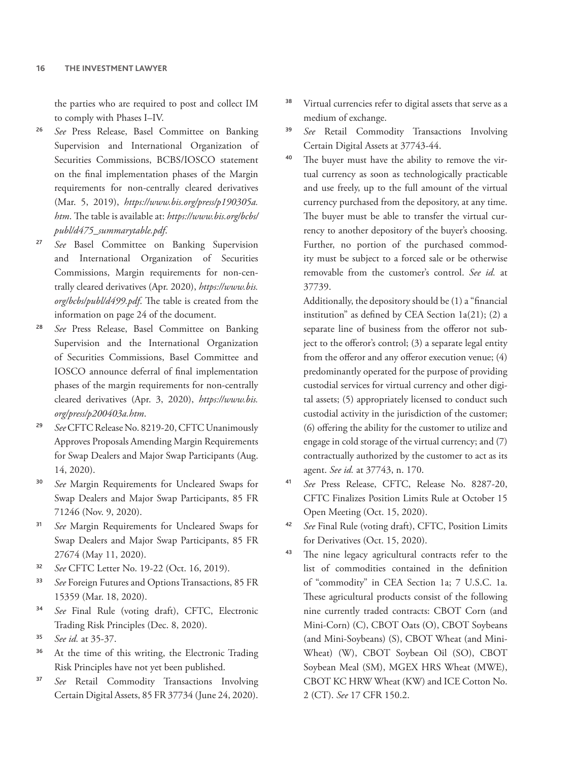the parties who are required to post and collect IM to comply with Phases I–IV.

[26] *See* Press Release, Basel Committee on Banking Supervision and International Organization of Securities Commissions, BCBS/IOSCO statement on the final implementation phases of the Margin requirements for non-centrally cleared derivatives (Mar. 5, 2019), *https://www.bis.org/press/p190305a.htm*. The table is available at: *https://www.bis.org/bcbs/publ/d475_summarytable.pdf*.

[27] *See* Basel Committee on Banking Supervision and International Organization of Securities Commissions, Margin requirements for non-centrally cleared derivatives (Apr. 2020), *https://www.bis.org/bcbs/publ/d499.pdf*. The table is created from the information on page 24 of the document.

[28] *See* Press Release, Basel Committee on Banking Supervision and the International Organization of Securities Commissions, Basel Committee and IOSCO announce deferral of final implementation phases of the margin requirements for non-centrally cleared derivatives (Apr. 3, 2020), *https://www.bis.org/press/p200403a.htm*.

[29] *See* CFTC Release No. 8219-20, CFTC Unanimously Approves Proposals Amending Margin Requirements for Swap Dealers and Major Swap Participants (Aug. 14, 2020).

[30] *See* Margin Requirements for Uncleared Swaps for Swap Dealers and Major Swap Participants, 85 FR 71246 (Nov. 9, 2020).

[31] *See* Margin Requirements for Uncleared Swaps for Swap Dealers and Major Swap Participants, 85 FR 27674 (May 11, 2020).

[32] *See* CFTC Letter No. 19-22 (Oct. 16, 2019).

[33] *See* Foreign Futures and Options Transactions, 85 FR 15359 (Mar. 18, 2020).

[34] *See* Final Rule (voting draft), CFTC, Electronic Trading Risk Principles (Dec. 8, 2020).

[35] *See id.* at 35-37.

[36] At the time of this writing, the Electronic Trading Risk Principles have not yet been published.

[37] *See* Retail Commodity Transactions Involving Certain Digital Assets, 85 FR 37734 (June 24, 2020).

[38] Virtual currencies refer to digital assets that serve as a medium of exchange.

[39] *See* Retail Commodity Transactions Involving Certain Digital Assets at 37743-44.

[40] The buyer must have the ability to remove the virtual currency as soon as technologically practicable and use freely, up to the full amount of the virtual currency purchased from the depository, at any time. The buyer must be able to transfer the virtual currency to another depository of the buyer's choosing. Further, no portion of the purchased commodity must be subject to a forced sale or be otherwise removable from the customer's control. *See id.* at 37739.

Additionally, the depository should be (1) a "financial institution" as defined by CEA Section 1a(21); (2) a separate line of business from the offeror not subject to the offeror's control; (3) a separate legal entity from the offeror and any offeror execution venue; (4) predominantly operated for the purpose of providing custodial services for virtual currency and other digital assets; (5) appropriately licensed to conduct such custodial activity in the jurisdiction of the customer; (6) offering the ability for the customer to utilize and engage in cold storage of the virtual currency; and (7) contractually authorized by the customer to act as its agent. *See id.* at 37743, n. 170.

[41] *See* Press Release, CFTC, Release No. 8287-20, CFTC Finalizes Position Limits Rule at October 15 Open Meeting (Oct. 15, 2020).

[42] *See* Final Rule (voting draft), CFTC, Position Limits for Derivatives (Oct. 15, 2020).

[43] The nine legacy agricultural contracts refer to the list of commodities contained in the definition of "commodity" in CEA Section 1a; 7 U.S.C. 1a. These agricultural products consist of the following nine currently traded contracts: CBOT Corn (and Mini-Corn) (C), CBOT Oats (O), CBOT Soybeans (and Mini-Soybeans) (S), CBOT Wheat (and Mini-Wheat) (W), CBOT Soybean Oil (SO), CBOT Soybean Meal (SM), MGEX HRS Wheat (MWE), CBOT KC HRW Wheat (KW) and ICE Cotton No. 2 (CT). *See* 17 CFR 150.2.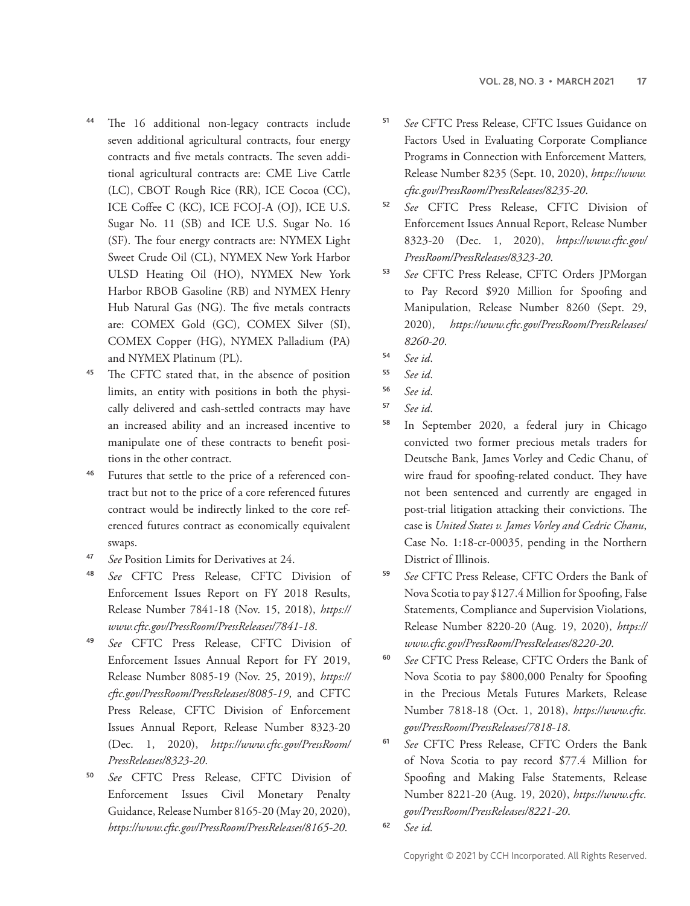[44] The 16 additional non-legacy contracts include seven additional agricultural contracts, four energy contracts and five metals contracts. The seven additional agricultural contracts are: CME Live Cattle (LC), CBOT Rough Rice (RR), ICE Cocoa (CC), ICE Coffee C (KC), ICE FCOJ-A (OJ), ICE U.S. Sugar No. 11 (SB) and ICE U.S. Sugar No. 16 (SF). The four energy contracts are: NYMEX Light Sweet Crude Oil (CL), NYMEX New York Harbor ULSD Heating Oil (HO), NYMEX New York Harbor RBOB Gasoline (RB) and NYMEX Henry Hub Natural Gas (NG). The five metals contracts are: COMEX Gold (GC), COMEX Silver (SI), COMEX Copper (HG), NYMEX Palladium (PA) and NYMEX Platinum (PL).

[45] The CFTC stated that, in the absence of position limits, an entity with positions in both the physically delivered and cash-settled contracts may have an increased ability and an increased incentive to manipulate one of these contracts to benefit positions in the other contract.

[46] Futures that settle to the price of a referenced contract but not to the price of a core referenced futures contract would be indirectly linked to the core referenced futures contract as economically equivalent swaps.

[47] *See* Position Limits for Derivatives at 24.

[48] *See* CFTC Press Release, CFTC Division of Enforcement Issues Report on FY 2018 Results, Release Number 7841-18 (Nov. 15, 2018), *https://www.cftc.gov/PressRoom/PressReleases/7841-18*.

[49] *See* CFTC Press Release, CFTC Division of Enforcement Issues Annual Report for FY 2019, Release Number 8085-19 (Nov. 25, 2019), *https://cftc.gov/PressRoom/PressReleases/8085-19*, and CFTC Press Release, CFTC Division of Enforcement Issues Annual Report, Release Number 8323-20 (Dec. 1, 2020), *https://www.cftc.gov/PressRoom/PressReleases/8323-20*.

[50] *See* CFTC Press Release, CFTC Division of Enforcement Issues Civil Monetary Penalty Guidance, Release Number 8165-20 (May 20, 2020), *https://www.cftc.gov/PressRoom/PressReleases/8165-20*.

[51] *See* CFTC Press Release, CFTC Issues Guidance on Factors Used in Evaluating Corporate Compliance Programs in Connection with Enforcement Matters, Release Number 8235 (Sept. 10, 2020), *https://www.cftc.gov/PressRoom/PressReleases/8235-20*.

[52] *See* CFTC Press Release, CFTC Division of Enforcement Issues Annual Report, Release Number 8323-20 (Dec. 1, 2020), *https://www.cftc.gov/PressRoom/PressReleases/8323-20*.

[53] *See* CFTC Press Release, CFTC Orders JPMorgan to Pay Record \$920 Million for Spoofing and Manipulation, Release Number 8260 (Sept. 29, 2020), *https://www.cftc.gov/PressRoom/PressReleases/8260-20*.

[54] *See id*.

[55] *See id*.

[56] *See id*.

[57] *See id*.

[58] In September 2020, a federal jury in Chicago convicted two former precious metals traders for Deutsche Bank, James Vorley and Cedic Chanu, of wire fraud for spoofing-related conduct. They have not been sentenced and currently are engaged in post-trial litigation attacking their convictions. The case is *United States v. James Vorley and Cedric Chanu*, Case No. 1:18-cr-00035, pending in the Northern District of Illinois.

[59] *See* CFTC Press Release, CFTC Orders the Bank of Nova Scotia to pay \$127.4 Million for Spoofing, False Statements, Compliance and Supervision Violations, Release Number 8220-20 (Aug. 19, 2020), *https://www.cftc.gov/PressRoom/PressReleases/8220-20*.

[60] *See* CFTC Press Release, CFTC Orders the Bank of Nova Scotia to pay \$800,000 Penalty for Spoofing in the Precious Metals Futures Markets, Release Number 7818-18 (Oct. 1, 2018), *https://www.cftc.gov/PressRoom/PressReleases/7818-18*.

[61] *See* CFTC Press Release, CFTC Orders the Bank of Nova Scotia to pay record \$77.4 Million for Spoofing and Making False Statements, Release Number 8221-20 (Aug. 19, 2020), *https://www.cftc.gov/PressRoom/PressReleases/8221-20*.

[62] *See id.*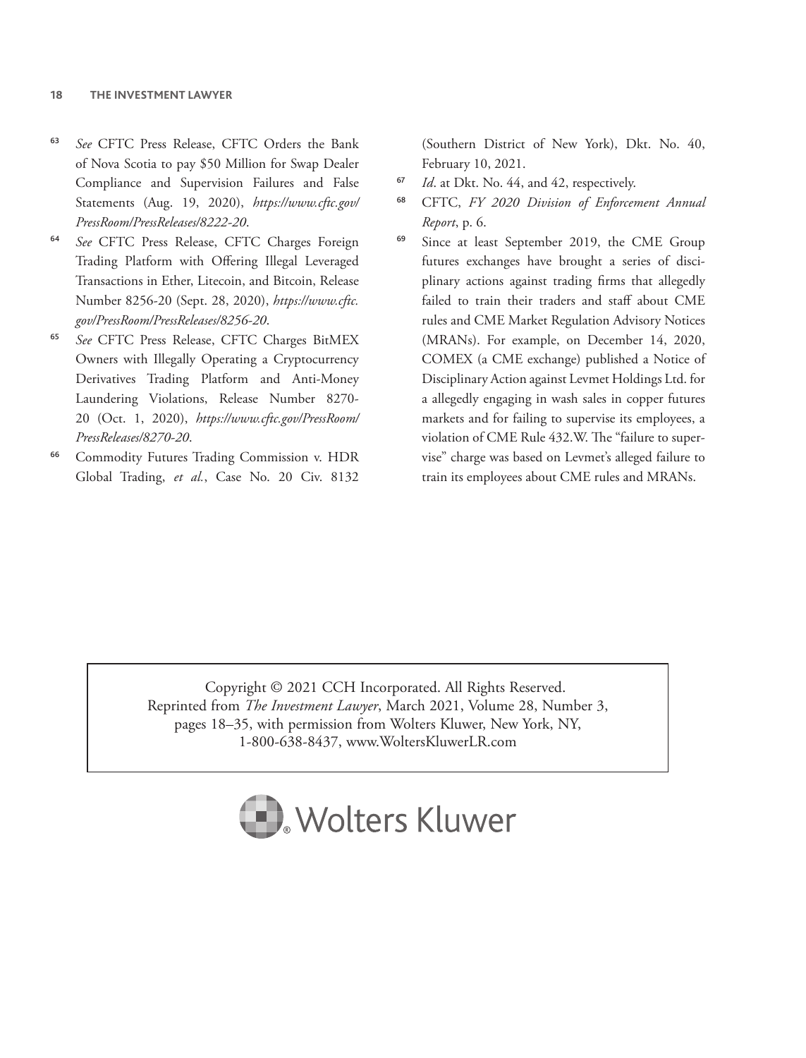[63] *See* CFTC Press Release, CFTC Orders the Bank of Nova Scotia to pay $50 Million for Swap Dealer Compliance and Supervision Failures and False Statements (Aug. 19, 2020), *https://www.cftc.gov/PressRoom/PressReleases/8222-20*.

[64] *See* CFTC Press Release, CFTC Charges Foreign Trading Platform with Offering Illegal Leveraged Transactions in Ether, Litecoin, and Bitcoin, Release Number 8256-20 (Sept. 28, 2020), *https://www.cftc.gov/PressRoom/PressReleases/8256-20*.

[65] *See* CFTC Press Release, CFTC Charges BitMEX Owners with Illegally Operating a Cryptocurrency Derivatives Trading Platform and Anti-Money Laundering Violations, Release Number 8270-20 (Oct. 1, 2020), *https://www.cftc.gov/PressRoom/PressReleases/8270-20*.

[66] Commodity Futures Trading Commission v. HDR Global Trading, *et al.*, Case No. 20 Civ. 8132 (Southern District of New York), Dkt. No. 40, February 10, 2021.

[67] *Id*. at Dkt. No. 44, and 42, respectively.

[68] CFTC, *FY 2020 Division of Enforcement Annual Report*, p. 6.

[69] Since at least September 2019, the CME Group futures exchanges have brought a series of disciplinary actions against trading firms that allegedly failed to train their traders and staff about CME rules and CME Market Regulation Advisory Notices (MRANs). For example, on December 14, 2020, COMEX (a CME exchange) published a Notice of Disciplinary Action against Levmet Holdings Ltd. for a allegedly engaging in wash sales in copper futures markets and for failing to supervise its employees, a violation of CME Rule 432.W. The "failure to supervise" charge was based on Levmet's alleged failure to train its employees about CME rules and MRANs.

Copyright © 2021 CCH Incorporated. All Rights Reserved.
Reprinted from *The Investment Lawyer*, March 2021, Volume 28, Number 3, pages 18–35, with permission from Wolters Kluwer, New York, NY, 1-800-638-8437, www.WoltersKluwerLR.com

Wolters Kluwer